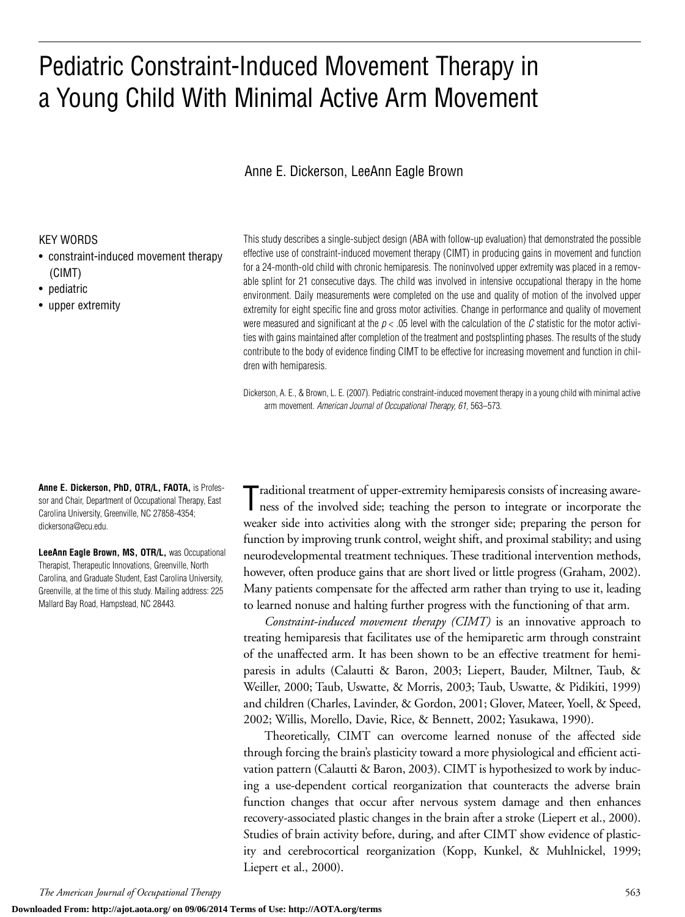# Pediatric Constraint-Induced Movement Therapy in a Young Child With Minimal Active Arm Movement

Anne E. Dickerson, LeeAnn Eagle Brown

KEY WORDS
- constraint-induced movement therapy (CIMT)
- pediatric
- upper extremity

This study describes a single-subject design (ABA with follow-up evaluation) that demonstrated the possible effective use of constraint-induced movement therapy (CIMT) in producing gains in movement and function for a 24-month-old child with chronic hemiparesis. The noninvolved upper extremity was placed in a removable splint for 21 consecutive days. The child was involved in intensive occupational therapy in the home environment. Daily measurements were completed on the use and quality of motion of the involved upper extremity for eight specific fine and gross motor activities. Change in performance and quality of movement were measured and significant at the $p < .05$ level with the calculation of the *C* statistic for the motor activities with gains maintained after completion of the treatment and postsplinting phases. The results of the study contribute to the body of evidence finding CIMT to be effective for increasing movement and function in children with hemiparesis.

Dickerson, A. E., & Brown, L. E. (2007). Pediatric constraint-induced movement therapy in a young child with minimal active arm movement. *American Journal of Occupational Therapy, 61,* 563–573.

**Anne E. Dickerson, PhD, OTR/L, FAOTA,** is Professor and Chair, Department of Occupational Therapy, East Carolina University, Greenville, NC 27858-4354; dickersona@ecu.edu.

**LeeAnn Eagle Brown, MS, OTR/L,** was Occupational Therapist, Therapeutic Innovations, Greenville, North Carolina, and Graduate Student, East Carolina University, Greenville, at the time of this study. Mailing address: 225 Mallard Bay Road, Hampstead, NC 28443.

Traditional treatment of upper-extremity hemiparesis consists of increasing awareness of the involved side; teaching the person to integrate or incorporate the weaker side into activities along with the stronger side; preparing the person for function by improving trunk control, weight shift, and proximal stability; and using neurodevelopmental treatment techniques. These traditional intervention methods, however, often produce gains that are short lived or little progress (Graham, 2002). Many patients compensate for the affected arm rather than trying to use it, leading to learned nonuse and halting further progress with the functioning of that arm.

*Constraint-induced movement therapy (CIMT)* is an innovative approach to treating hemiparesis that facilitates use of the hemiparetic arm through constraint of the unaffected arm. It has been shown to be an effective treatment for hemiparesis in adults (Calautti & Baron, 2003; Liepert, Bauder, Miltner, Taub, & Weiller, 2000; Taub, Uswatte, & Morris, 2003; Taub, Uswatte, & Pidikiti, 1999) and children (Charles, Lavinder, & Gordon, 2001; Glover, Mateer, Yoell, & Speed, 2002; Willis, Morello, Davie, Rice, & Bennett, 2002; Yasukawa, 1990).

Theoretically, CIMT can overcome learned nonuse of the affected side through forcing the brain's plasticity toward a more physiological and efficient activation pattern (Calautti & Baron, 2003). CIMT is hypothesized to work by inducing a use-dependent cortical reorganization that counteracts the adverse brain function changes that occur after nervous system damage and then enhances recovery-associated plastic changes in the brain after a stroke (Liepert et al., 2000). Studies of brain activity before, during, and after CIMT show evidence of plasticity and cerebrocortical reorganization (Kopp, Kunkel, & Muhlnickel, 1999; Liepert et al., 2000).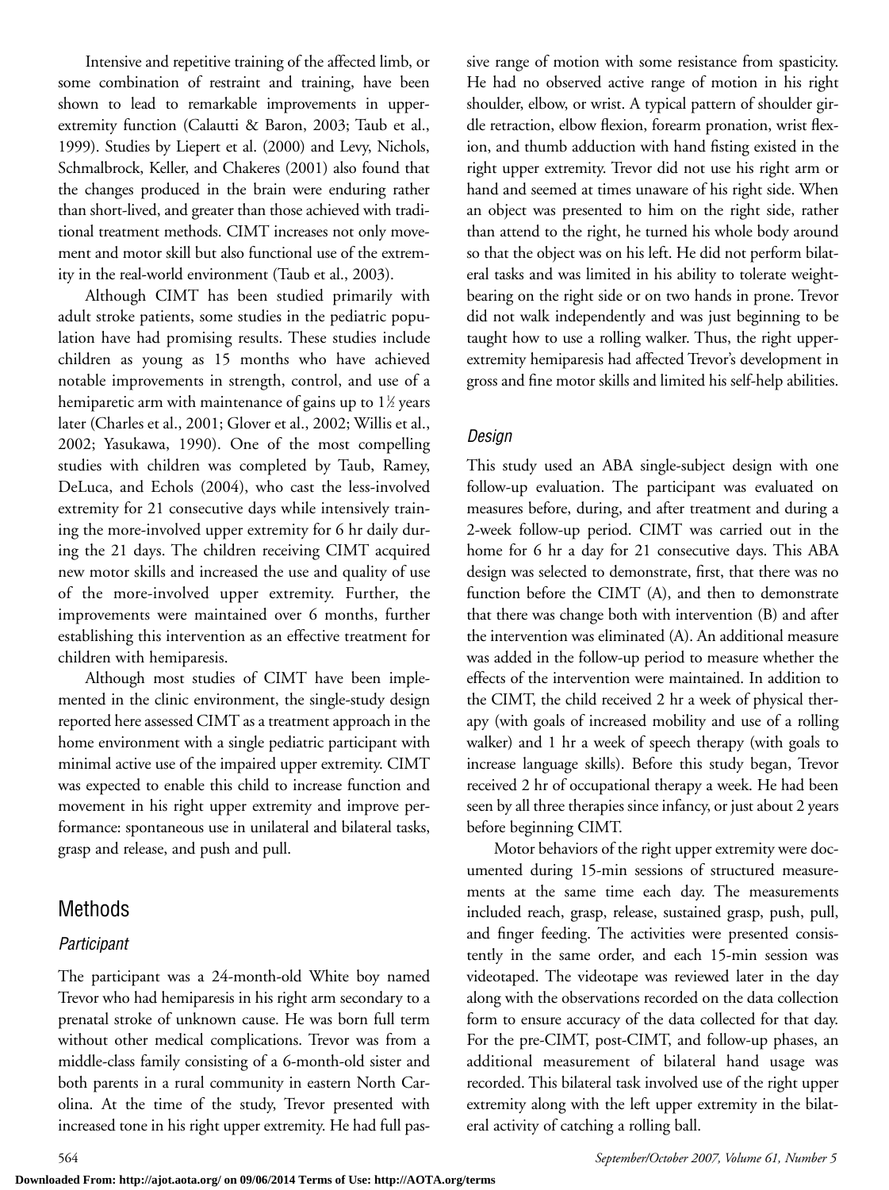Intensive and repetitive training of the affected limb, or some combination of restraint and training, have been shown to lead to remarkable improvements in upper-extremity function (Calautti & Baron, 2003; Taub et al., 1999). Studies by Liepert et al. (2000) and Levy, Nichols, Schmalbrock, Keller, and Chakeres (2001) also found that the changes produced in the brain were enduring rather than short-lived, and greater than those achieved with traditional treatment methods. CIMT increases not only movement and motor skill but also functional use of the extremity in the real-world environment (Taub et al., 2003).

Although CIMT has been studied primarily with adult stroke patients, some studies in the pediatric population have had promising results. These studies include children as young as 15 months who have achieved notable improvements in strength, control, and use of a hemiparetic arm with maintenance of gains up to 1½ years later (Charles et al., 2001; Glover et al., 2002; Willis et al., 2002; Yasukawa, 1990). One of the most compelling studies with children was completed by Taub, Ramey, DeLuca, and Echols (2004), who cast the less-involved extremity for 21 consecutive days while intensively training the more-involved upper extremity for 6 hr daily during the 21 days. The children receiving CIMT acquired new motor skills and increased the use and quality of use of the more-involved upper extremity. Further, the improvements were maintained over 6 months, further establishing this intervention as an effective treatment for children with hemiparesis.

Although most studies of CIMT have been implemented in the clinic environment, the single-study design reported here assessed CIMT as a treatment approach in the home environment with a single pediatric participant with minimal active use of the impaired upper extremity. CIMT was expected to enable this child to increase function and movement in his right upper extremity and improve performance: spontaneous use in unilateral and bilateral tasks, grasp and release, and push and pull.

## Methods

### *Participant*

The participant was a 24-month-old White boy named Trevor who had hemiparesis in his right arm secondary to a prenatal stroke of unknown cause. He was born full term without other medical complications. Trevor was from a middle-class family consisting of a 6-month-old sister and both parents in a rural community in eastern North Carolina. At the time of the study, Trevor presented with increased tone in his right upper extremity. He had full passive range of motion with some resistance from spasticity. He had no observed active range of motion in his right shoulder, elbow, or wrist. A typical pattern of shoulder girdle retraction, elbow flexion, forearm pronation, wrist flexion, and thumb adduction with hand fisting existed in the right upper extremity. Trevor did not use his right arm or hand and seemed at times unaware of his right side. When an object was presented to him on the right side, rather than attend to the right, he turned his whole body around so that the object was on his left. He did not perform bilateral tasks and was limited in his ability to tolerate weight-bearing on the right side or on two hands in prone. Trevor did not walk independently and was just beginning to be taught how to use a rolling walker. Thus, the right upper-extremity hemiparesis had affected Trevor's development in gross and fine motor skills and limited his self-help abilities.

### *Design*

This study used an ABA single-subject design with one follow-up evaluation. The participant was evaluated on measures before, during, and after treatment and during a 2-week follow-up period. CIMT was carried out in the home for 6 hr a day for 21 consecutive days. This ABA design was selected to demonstrate, first, that there was no function before the CIMT (A), and then to demonstrate that there was change both with intervention (B) and after the intervention was eliminated (A). An additional measure was added in the follow-up period to measure whether the effects of the intervention were maintained. In addition to the CIMT, the child received 2 hr a week of physical therapy (with goals of increased mobility and use of a rolling walker) and 1 hr a week of speech therapy (with goals to increase language skills). Before this study began, Trevor received 2 hr of occupational therapy a week. He had been seen by all three therapies since infancy, or just about 2 years before beginning CIMT.

Motor behaviors of the right upper extremity were documented during 15-min sessions of structured measurements at the same time each day. The measurements included reach, grasp, release, sustained grasp, push, pull, and finger feeding. The activities were presented consistently in the same order, and each 15-min session was videotaped. The videotape was reviewed later in the day along with the observations recorded on the data collection form to ensure accuracy of the data collected for that day. For the pre-CIMT, post-CIMT, and follow-up phases, an additional measurement of bilateral hand usage was recorded. This bilateral task involved use of the right upper extremity along with the left upper extremity in the bilateral activity of catching a rolling ball.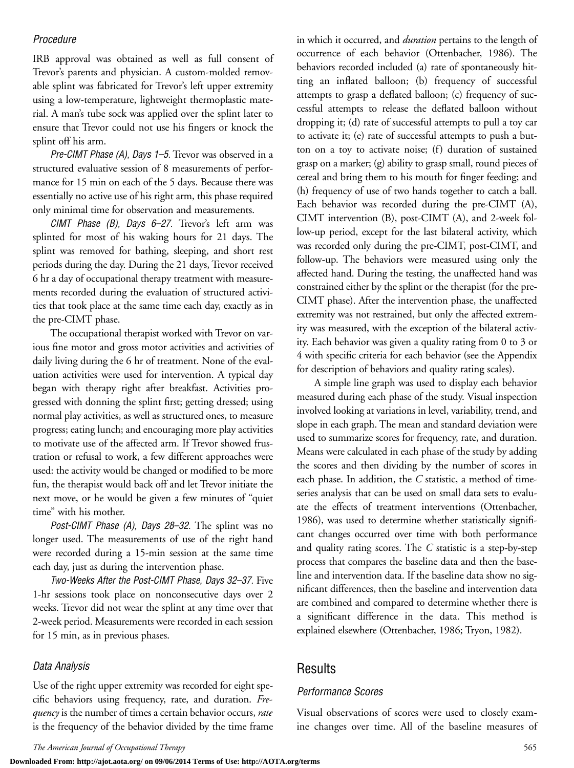### Procedure

IRB approval was obtained as well as full consent of Trevor's parents and physician. A custom-molded removable splint was fabricated for Trevor's left upper extremity using a low-temperature, lightweight thermoplastic material. A man's tube sock was applied over the splint later to ensure that Trevor could not use his fingers or knock the splint off his arm.

*Pre-CIMT Phase (A), Days 1–5.* Trevor was observed in a structured evaluative session of 8 measurements of performance for 15 min on each of the 5 days. Because there was essentially no active use of his right arm, this phase required only minimal time for observation and measurements.

*CIMT Phase (B), Days 6–27.* Trevor's left arm was splinted for most of his waking hours for 21 days. The splint was removed for bathing, sleeping, and short rest periods during the day. During the 21 days, Trevor received 6 hr a day of occupational therapy treatment with measurements recorded during the evaluation of structured activities that took place at the same time each day, exactly as in the pre-CIMT phase.

The occupational therapist worked with Trevor on various fine motor and gross motor activities and activities of daily living during the 6 hr of treatment. None of the evaluation activities were used for intervention. A typical day began with therapy right after breakfast. Activities progressed with donning the splint first; getting dressed; using normal play activities, as well as structured ones, to measure progress; eating lunch; and encouraging more play activities to motivate use of the affected arm. If Trevor showed frustration or refusal to work, a few different approaches were used: the activity would be changed or modified to be more fun, the therapist would back off and let Trevor initiate the next move, or he would be given a few minutes of "quiet time" with his mother.

*Post-CIMT Phase (A), Days 28–32.* The splint was no longer used. The measurements of use of the right hand were recorded during a 15-min session at the same time each day, just as during the intervention phase.

*Two-Weeks After the Post-CIMT Phase, Days 32–37.* Five 1-hr sessions took place on nonconsecutive days over 2 weeks. Trevor did not wear the splint at any time over that 2-week period. Measurements were recorded in each session for 15 min, as in previous phases.

### Data Analysis

Use of the right upper extremity was recorded for eight specific behaviors using frequency, rate, and duration. *Frequency* is the number of times a certain behavior occurs, *rate* is the frequency of the behavior divided by the time frame in which it occurred, and *duration* pertains to the length of occurrence of each behavior (Ottenbacher, 1986). The behaviors recorded included (a) rate of spontaneously hitting an inflated balloon; (b) frequency of successful attempts to grasp a deflated balloon; (c) frequency of successful attempts to release the deflated balloon without dropping it; (d) rate of successful attempts to pull a toy car to activate it; (e) rate of successful attempts to push a button on a toy to activate noise; (f) duration of sustained grasp on a marker; (g) ability to grasp small, round pieces of cereal and bring them to his mouth for finger feeding; and (h) frequency of use of two hands together to catch a ball. Each behavior was recorded during the pre-CIMT (A), CIMT intervention (B), post-CIMT (A), and 2-week follow-up period, except for the last bilateral activity, which was recorded only during the pre-CIMT, post-CIMT, and follow-up. The behaviors were measured using only the affected hand. During the testing, the unaffected hand was constrained either by the splint or the therapist (for the pre-CIMT phase). After the intervention phase, the unaffected extremity was not restrained, but only the affected extremity was measured, with the exception of the bilateral activity. Each behavior was given a quality rating from 0 to 3 or 4 with specific criteria for each behavior (see the Appendix for description of behaviors and quality rating scales).

A simple line graph was used to display each behavior measured during each phase of the study. Visual inspection involved looking at variations in level, variability, trend, and slope in each graph. The mean and standard deviation were used to summarize scores for frequency, rate, and duration. Means were calculated in each phase of the study by adding the scores and then dividing by the number of scores in each phase. In addition, the *C* statistic, a method of time-series analysis that can be used on small data sets to evaluate the effects of treatment interventions (Ottenbacher, 1986), was used to determine whether statistically significant changes occurred over time with both performance and quality rating scores. The *C* statistic is a step-by-step process that compares the baseline data and then the baseline and intervention data. If the baseline data show no significant differences, then the baseline and intervention data are combined and compared to determine whether there is a significant difference in the data. This method is explained elsewhere (Ottenbacher, 1986; Tryon, 1982).

## Results

### Performance Scores

Visual observations of scores were used to closely examine changes over time. All of the baseline measures of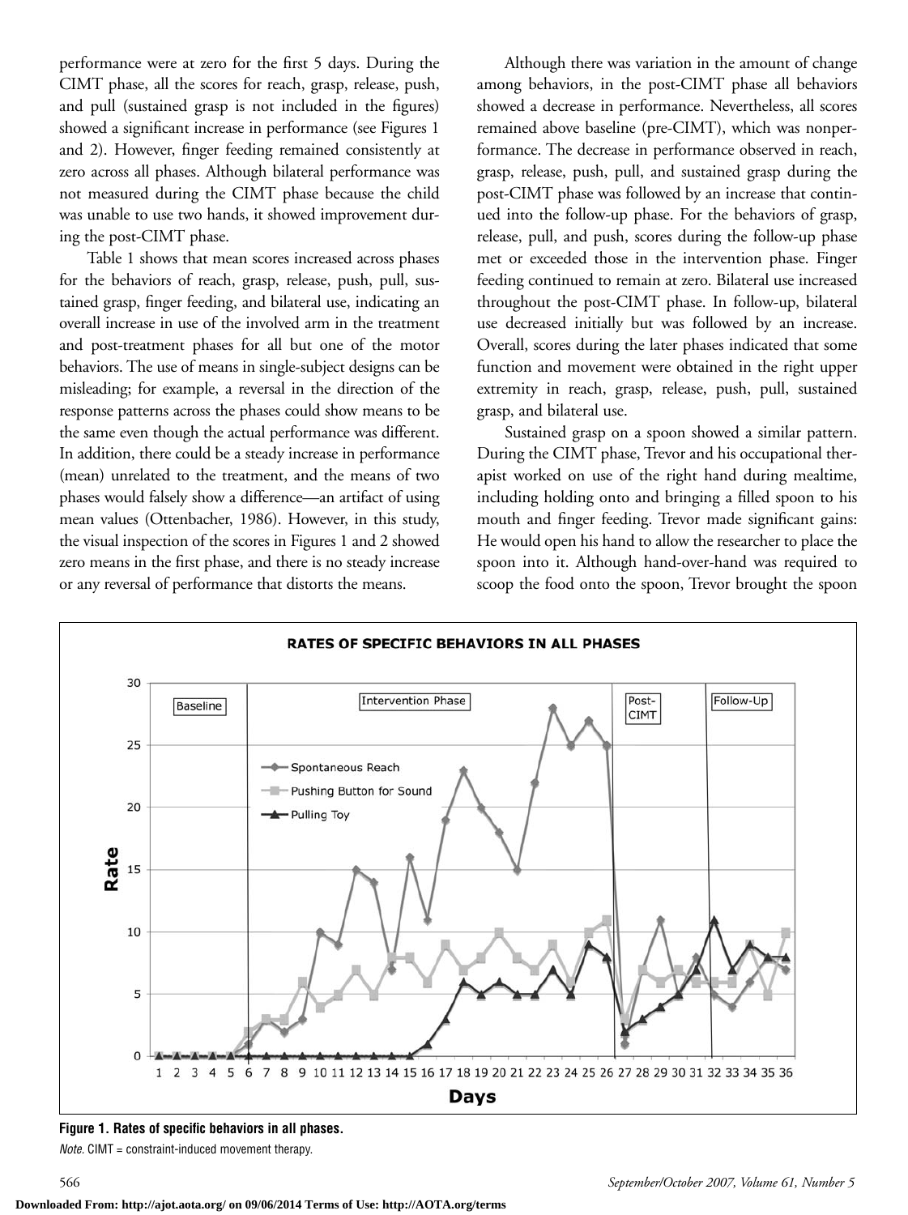performance were at zero for the first 5 days. During the CIMT phase, all the scores for reach, grasp, release, push, and pull (sustained grasp is not included in the figures) showed a significant increase in performance (see Figures 1 and 2). However, finger feeding remained consistently at zero across all phases. Although bilateral performance was not measured during the CIMT phase because the child was unable to use two hands, it showed improvement during the post-CIMT phase.

Table 1 shows that mean scores increased across phases for the behaviors of reach, grasp, release, push, pull, sustained grasp, finger feeding, and bilateral use, indicating an overall increase in use of the involved arm in the treatment and post-treatment phases for all but one of the motor behaviors. The use of means in single-subject designs can be misleading; for example, a reversal in the direction of the response patterns across the phases could show means to be the same even though the actual performance was different. In addition, there could be a steady increase in performance (mean) unrelated to the treatment, and the means of two phases would falsely show a difference—an artifact of using mean values (Ottenbacher, 1986). However, in this study, the visual inspection of the scores in Figures 1 and 2 showed zero means in the first phase, and there is no steady increase or any reversal of performance that distorts the means.

Although there was variation in the amount of change among behaviors, in the post-CIMT phase all behaviors showed a decrease in performance. Nevertheless, all scores remained above baseline (pre-CIMT), which was nonperformance. The decrease in performance observed in reach, grasp, release, push, pull, and sustained grasp during the post-CIMT phase was followed by an increase that continued into the follow-up phase. For the behaviors of grasp, release, pull, and push, scores during the follow-up phase met or exceeded those in the intervention phase. Finger feeding continued to remain at zero. Bilateral use increased throughout the post-CIMT phase. In follow-up, bilateral use decreased initially but was followed by an increase. Overall, scores during the later phases indicated that some function and movement were obtained in the right upper extremity in reach, grasp, release, push, pull, sustained grasp, and bilateral use.

Sustained grasp on a spoon showed a similar pattern. During the CIMT phase, Trevor and his occupational therapist worked on use of the right hand during mealtime, including holding onto and bringing a filled spoon to his mouth and finger feeding. Trevor made significant gains: He would open his hand to allow the researcher to place the spoon into it. Although hand-over-hand was required to scoop the food onto the spoon, Trevor brought the spoon

**Figure 1. Rates of specific behaviors in all phases.**

*Note.* CIMT = constraint-induced movement therapy.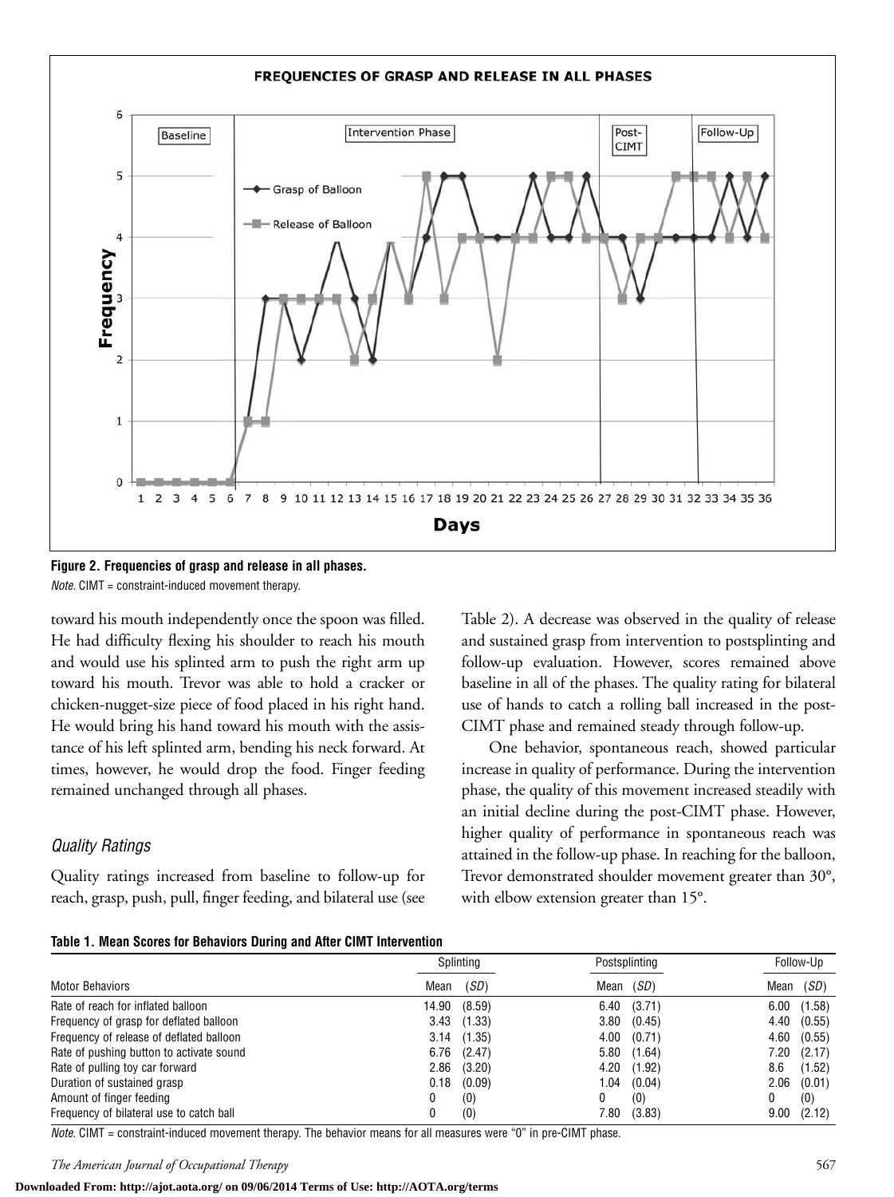**Figure 2. Frequencies of grasp and release in all phases.**
*Note.* CIMT = constraint-induced movement therapy.

toward his mouth independently once the spoon was filled. He had difficulty flexing his shoulder to reach his mouth and would use his splinted arm to push the right arm up toward his mouth. Trevor was able to hold a cracker or chicken-nugget-size piece of food placed in his right hand. He would bring his hand toward his mouth with the assistance of his left splinted arm, bending his neck forward. At times, however, he would drop the food. Finger feeding remained unchanged through all phases.

### Quality Ratings

Quality ratings increased from baseline to follow-up for reach, grasp, push, pull, finger feeding, and bilateral use (see Table 2). A decrease was observed in the quality of release and sustained grasp from intervention to postsplinting and follow-up evaluation. However, scores remained above baseline in all of the phases. The quality rating for bilateral use of hands to catch a rolling ball increased in the post-CIMT phase and remained steady through follow-up.

One behavior, spontaneous reach, showed particular increase in quality of performance. During the intervention phase, the quality of this movement increased steadily with an initial decline during the post-CIMT phase. However, higher quality of performance in spontaneous reach was attained in the follow-up phase. In reaching for the balloon, Trevor demonstrated shoulder movement greater than 30°, with elbow extension greater than 15°.

**Table 1. Mean Scores for Behaviors During and After CIMT Intervention**

| | Splinting | | Postsplinting | | Follow-Up | |
|---|---|---|---|---|---|---|
| Motor Behaviors | Mean | (*SD*) | Mean | (*SD*) | Mean | (*SD*) |
| Rate of reach for inflated balloon | 14.90 | (8.59) | 6.40 | (3.71) | 6.00 | (1.58) |
| Frequency of grasp for deflated balloon | 3.43 | (1.33) | 3.80 | (0.45) | 4.40 | (0.55) |
| Frequency of release of deflated balloon | 3.14 | (1.35) | 4.00 | (0.71) | 4.60 | (0.55) |
| Rate of pushing button to activate sound | 6.76 | (2.47) | 5.80 | (1.64) | 7.20 | (2.17) |
| Rate of pulling toy car forward | 2.86 | (3.20) | 4.20 | (1.92) | 8.6 | (1.52) |
| Duration of sustained grasp | 0.18 | (0.09) | 1.04 | (0.04) | 2.06 | (0.01) |
| Amount of finger feeding | 0 | (0) | 0 | (0) | 0 | (0) |
| Frequency of bilateral use to catch ball | 0 | (0) | 7.80 | (3.83) | 9.00 | (2.12) |

*Note.* CIMT = constraint-induced movement therapy. The behavior means for all measures were "0" in pre-CIMT phase.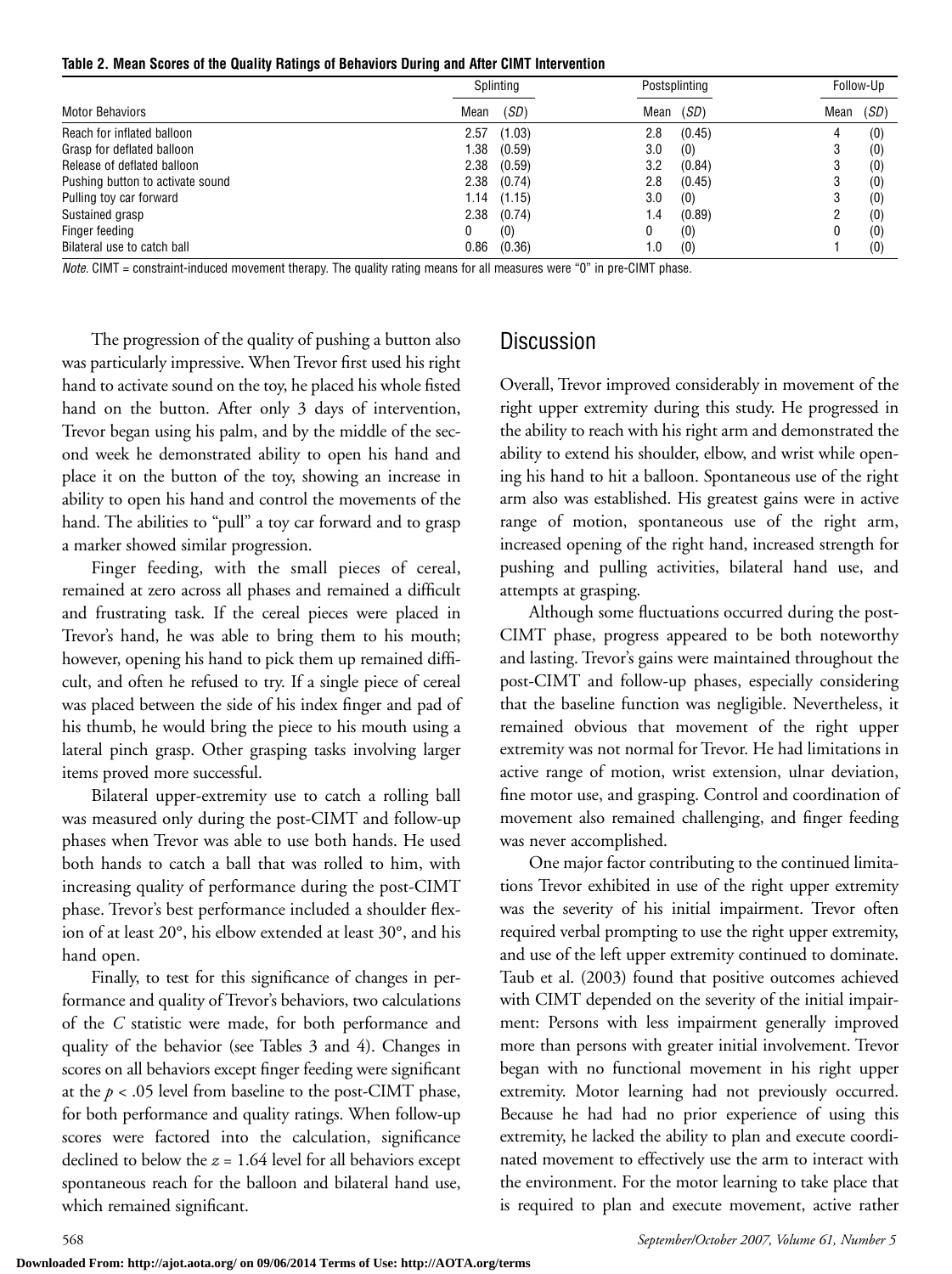**Table 2. Mean Scores of the Quality Ratings of Behaviors During and After CIMT Intervention**

| Motor Behaviors | Splinting | | Postsplinting | | Follow-Up | |
|---|---|---|---|---|---|---|
| | Mean | (*SD*) | Mean | (*SD*) | Mean | (*SD*) |
| Reach for inflated balloon | 2.57 | (1.03) | 2.8 | (0.45) | 4 | (0) |
| Grasp for deflated balloon | 1.38 | (0.59) | 3.0 | (0) | 3 | (0) |
| Release of deflated balloon | 2.38 | (0.59) | 3.2 | (0.84) | 3 | (0) |
| Pushing button to activate sound | 2.38 | (0.74) | 2.8 | (0.45) | 3 | (0) |
| Pulling toy car forward | 1.14 | (1.15) | 3.0 | (0) | 3 | (0) |
| Sustained grasp | 2.38 | (0.74) | 1.4 | (0.89) | 2 | (0) |
| Finger feeding | 0 | (0) | 0 | (0) | 0 | (0) |
| Bilateral use to catch ball | 0.86 | (0.36) | 1.0 | (0) | 1 | (0) |

*Note.* CIMT = constraint-induced movement therapy. The quality rating means for all measures were "0" in pre-CIMT phase.

The progression of the quality of pushing a button also was particularly impressive. When Trevor first used his right hand to activate sound on the toy, he placed his whole fisted hand on the button. After only 3 days of intervention, Trevor began using his palm, and by the middle of the second week he demonstrated ability to open his hand and place it on the button of the toy, showing an increase in ability to open his hand and control the movements of the hand. The abilities to "pull" a toy car forward and to grasp a marker showed similar progression.

Finger feeding, with the small pieces of cereal, remained at zero across all phases and remained a difficult and frustrating task. If the cereal pieces were placed in Trevor's hand, he was able to bring them to his mouth; however, opening his hand to pick them up remained difficult, and often he refused to try. If a single piece of cereal was placed between the side of his index finger and pad of his thumb, he would bring the piece to his mouth using a lateral pinch grasp. Other grasping tasks involving larger items proved more successful.

Bilateral upper-extremity use to catch a rolling ball was measured only during the post-CIMT and follow-up phases when Trevor was able to use both hands. He used both hands to catch a ball that was rolled to him, with increasing quality of performance during the post-CIMT phase. Trevor's best performance included a shoulder flexion of at least 20°, his elbow extended at least 30°, and his hand open.

Finally, to test for this significance of changes in performance and quality of Trevor's behaviors, two calculations of the *C* statistic were made, for both performance and quality of the behavior (see Tables 3 and 4). Changes in scores on all behaviors except finger feeding were significant at the $p < .05$ level from baseline to the post-CIMT phase, for both performance and quality ratings. When follow-up scores were factored into the calculation, significance declined to below the $z = 1.64$ level for all behaviors except spontaneous reach for the balloon and bilateral hand use, which remained significant.

## Discussion

Overall, Trevor improved considerably in movement of the right upper extremity during this study. He progressed in the ability to reach with his right arm and demonstrated the ability to extend his shoulder, elbow, and wrist while opening his hand to hit a balloon. Spontaneous use of the right arm also was established. His greatest gains were in active range of motion, spontaneous use of the right arm, increased opening of the right hand, increased strength for pushing and pulling activities, bilateral hand use, and attempts at grasping.

Although some fluctuations occurred during the post-CIMT phase, progress appeared to be both noteworthy and lasting. Trevor's gains were maintained throughout the post-CIMT and follow-up phases, especially considering that the baseline function was negligible. Nevertheless, it remained obvious that movement of the right upper extremity was not normal for Trevor. He had limitations in active range of motion, wrist extension, ulnar deviation, fine motor use, and grasping. Control and coordination of movement also remained challenging, and finger feeding was never accomplished.

One major factor contributing to the continued limitations Trevor exhibited in use of the right upper extremity was the severity of his initial impairment. Trevor often required verbal prompting to use the right upper extremity, and use of the left upper extremity continued to dominate. Taub et al. (2003) found that positive outcomes achieved with CIMT depended on the severity of the initial impairment: Persons with less impairment generally improved more than persons with greater initial involvement. Trevor began with no functional movement in his right upper extremity. Motor learning had not previously occurred. Because he had had no prior experience of using this extremity, he lacked the ability to plan and execute coordinated movement to effectively use the arm to interact with the environment. For the motor learning to take place that is required to plan and execute movement, active rather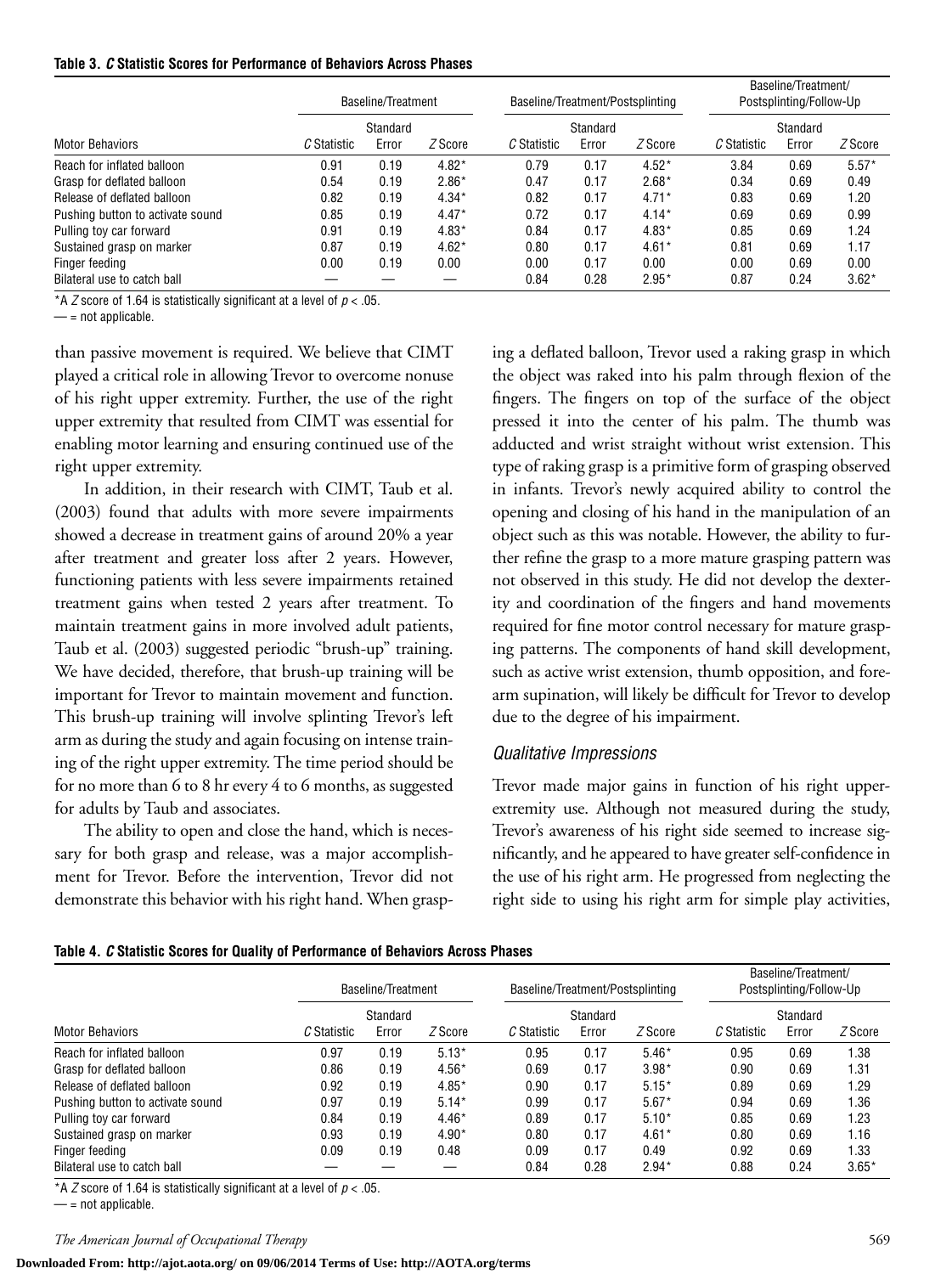**Table 3. *C* Statistic Scores for Performance of Behaviors Across Phases**

| | Baseline/Treatment | | | Baseline/Treatment/Postsplinting | | | Baseline/Treatment/ Postsplinting/Follow-Up | | |
|---|---|---|---|---|---|---|---|---|---|
| Motor Behaviors | *C* Statistic | Standard Error | *Z* Score | *C* Statistic | Standard Error | *Z* Score | *C* Statistic | Standard Error | *Z* Score |
| Reach for inflated balloon | 0.91 | 0.19 | 4.82* | 0.79 | 0.17 | 4.52* | 3.84 | 0.69 | 5.57* |
| Grasp for deflated balloon | 0.54 | 0.19 | 2.86* | 0.47 | 0.17 | 2.68* | 0.34 | 0.69 | 0.49 |
| Release of deflated balloon | 0.82 | 0.19 | 4.34* | 0.82 | 0.17 | 4.71* | 0.83 | 0.69 | 1.20 |
| Pushing button to activate sound | 0.85 | 0.19 | 4.47* | 0.72 | 0.17 | 4.14* | 0.69 | 0.69 | 0.99 |
| Pulling toy car forward | 0.91 | 0.19 | 4.83* | 0.84 | 0.17 | 4.83* | 0.85 | 0.69 | 1.24 |
| Sustained grasp on marker | 0.87 | 0.19 | 4.62* | 0.80 | 0.17 | 4.61* | 0.81 | 0.69 | 1.17 |
| Finger feeding | 0.00 | 0.19 | 0.00 | 0.00 | 0.17 | 0.00 | 0.00 | 0.69 | 0.00 |
| Bilateral use to catch ball | — | — | — | 0.84 | 0.28 | 2.95* | 0.87 | 0.24 | 3.62* |

*A *Z* score of 1.64 is statistically significant at a level of $p < .05$.
— = not applicable.

than passive movement is required. We believe that CIMT played a critical role in allowing Trevor to overcome nonuse of his right upper extremity. Further, the use of the right upper extremity that resulted from CIMT was essential for enabling motor learning and ensuring continued use of the right upper extremity.

In addition, in their research with CIMT, Taub et al. (2003) found that adults with more severe impairments showed a decrease in treatment gains of around 20% a year after treatment and greater loss after 2 years. However, functioning patients with less severe impairments retained treatment gains when tested 2 years after treatment. To maintain treatment gains in more involved adult patients, Taub et al. (2003) suggested periodic "brush-up" training. We have decided, therefore, that brush-up training will be important for Trevor to maintain movement and function. This brush-up training will involve splinting Trevor's left arm as during the study and again focusing on intense training of the right upper extremity. The time period should be for no more than 6 to 8 hr every 4 to 6 months, as suggested for adults by Taub and associates.

The ability to open and close the hand, which is necessary for both grasp and release, was a major accomplishment for Trevor. Before the intervention, Trevor did not demonstrate this behavior with his right hand. When grasping a deflated balloon, Trevor used a raking grasp in which the object was raked into his palm through flexion of the fingers. The fingers on top of the surface of the object pressed it into the center of his palm. The thumb was adducted and wrist straight without wrist extension. This type of raking grasp is a primitive form of grasping observed in infants. Trevor's newly acquired ability to control the opening and closing of his hand in the manipulation of an object such as this was notable. However, the ability to further refine the grasp to a more mature grasping pattern was not observed in this study. He did not develop the dexterity and coordination of the fingers and hand movements required for fine motor control necessary for mature grasping patterns. The components of hand skill development, such as active wrist extension, thumb opposition, and forearm supination, will likely be difficult for Trevor to develop due to the degree of his impairment.

### *Qualitative Impressions*

Trevor made major gains in function of his right upper-extremity use. Although not measured during the study, Trevor's awareness of his right side seemed to increase significantly, and he appeared to have greater self-confidence in the use of his right arm. He progressed from neglecting the right side to using his right arm for simple play activities,

**Table 4. *C* Statistic Scores for Quality of Performance of Behaviors Across Phases**

| | Baseline/Treatment | | | Baseline/Treatment/Postsplinting | | | Baseline/Treatment/ Postsplinting/Follow-Up | | |
|---|---|---|---|---|---|---|---|---|---|
| Motor Behaviors | *C* Statistic | Standard Error | *Z* Score | *C* Statistic | Standard Error | *Z* Score | *C* Statistic | Standard Error | *Z* Score |
| Reach for inflated balloon | 0.97 | 0.19 | 5.13* | 0.95 | 0.17 | 5.46* | 0.95 | 0.69 | 1.38 |
| Grasp for deflated balloon | 0.86 | 0.19 | 4.56* | 0.69 | 0.17 | 3.98* | 0.90 | 0.69 | 1.31 |
| Release of deflated balloon | 0.92 | 0.19 | 4.85* | 0.90 | 0.17 | 5.15* | 0.89 | 0.69 | 1.29 |
| Pushing button to activate sound | 0.97 | 0.19 | 5.14* | 0.99 | 0.17 | 5.67* | 0.94 | 0.69 | 1.36 |
| Pulling toy car forward | 0.84 | 0.19 | 4.46* | 0.89 | 0.17 | 5.10* | 0.85 | 0.69 | 1.23 |
| Sustained grasp on marker | 0.93 | 0.19 | 4.90* | 0.80 | 0.17 | 4.61* | 0.80 | 0.69 | 1.16 |
| Finger feeding | 0.09 | 0.19 | 0.48 | 0.09 | 0.17 | 0.49 | 0.92 | 0.69 | 1.33 |
| Bilateral use to catch ball | — | — | — | 0.84 | 0.28 | 2.94* | 0.88 | 0.24 | 3.65* |

*A *Z* score of 1.64 is statistically significant at a level of $p < .05$.
— = not applicable.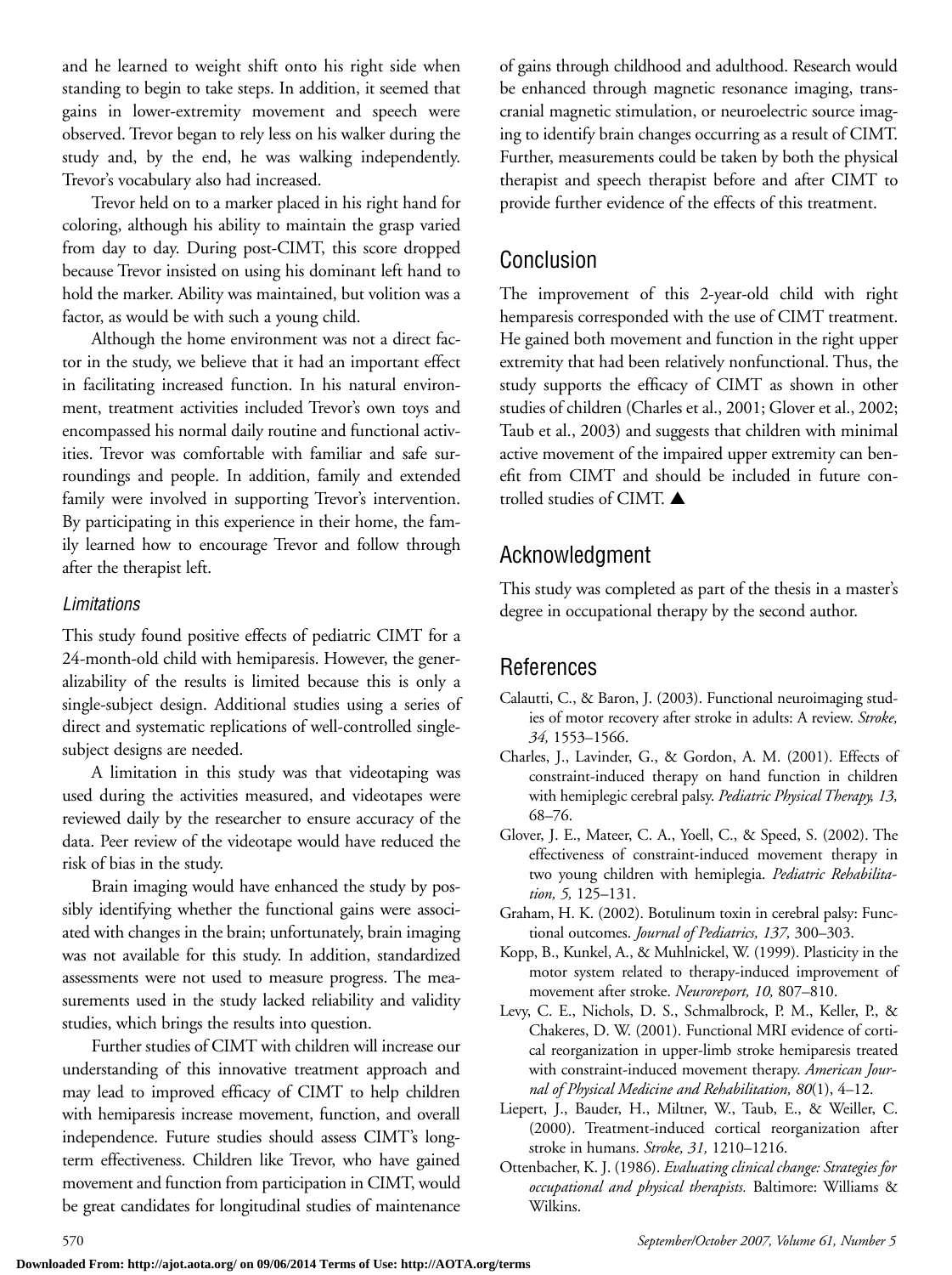and he learned to weight shift onto his right side when standing to begin to take steps. In addition, it seemed that gains in lower-extremity movement and speech were observed. Trevor began to rely less on his walker during the study and, by the end, he was walking independently. Trevor's vocabulary also had increased.

Trevor held on to a marker placed in his right hand for coloring, although his ability to maintain the grasp varied from day to day. During post-CIMT, this score dropped because Trevor insisted on using his dominant left hand to hold the marker. Ability was maintained, but volition was a factor, as would be with such a young child.

Although the home environment was not a direct factor in the study, we believe that it had an important effect in facilitating increased function. In his natural environment, treatment activities included Trevor's own toys and encompassed his normal daily routine and functional activities. Trevor was comfortable with familiar and safe surroundings and people. In addition, family and extended family were involved in supporting Trevor's intervention. By participating in this experience in their home, the family learned how to encourage Trevor and follow through after the therapist left.

### *Limitations*

This study found positive effects of pediatric CIMT for a 24-month-old child with hemiparesis. However, the generalizability of the results is limited because this is only a single-subject design. Additional studies using a series of direct and systematic replications of well-controlled single-subject designs are needed.

A limitation in this study was that videotaping was used during the activities measured, and videotapes were reviewed daily by the researcher to ensure accuracy of the data. Peer review of the videotape would have reduced the risk of bias in the study.

Brain imaging would have enhanced the study by possibly identifying whether the functional gains were associated with changes in the brain; unfortunately, brain imaging was not available for this study. In addition, standardized assessments were not used to measure progress. The measurements used in the study lacked reliability and validity studies, which brings the results into question.

Further studies of CIMT with children will increase our understanding of this innovative treatment approach and may lead to improved efficacy of CIMT to help children with hemiparesis increase movement, function, and overall independence. Future studies should assess CIMT's long-term effectiveness. Children like Trevor, who have gained movement and function from participation in CIMT, would be great candidates for longitudinal studies of maintenance of gains through childhood and adulthood. Research would be enhanced through magnetic resonance imaging, transcranial magnetic stimulation, or neuroelectric source imaging to identify brain changes occurring as a result of CIMT. Further, measurements could be taken by both the physical therapist and speech therapist before and after CIMT to provide further evidence of the effects of this treatment.

## Conclusion

The improvement of this 2-year-old child with right hemparesis corresponded with the use of CIMT treatment. He gained both movement and function in the right upper extremity that had been relatively nonfunctional. Thus, the study supports the efficacy of CIMT as shown in other studies of children (Charles et al., 2001; Glover et al., 2002; Taub et al., 2003) and suggests that children with minimal active movement of the impaired upper extremity can benefit from CIMT and should be included in future controlled studies of CIMT. ▲

## Acknowledgment

This study was completed as part of the thesis in a master's degree in occupational therapy by the second author.

## References

Calautti, C., & Baron, J. (2003). Functional neuroimaging studies of motor recovery after stroke in adults: A review. *Stroke, 34,* 1553–1566.

Charles, J., Lavinder, G., & Gordon, A. M. (2001). Effects of constraint-induced therapy on hand function in children with hemiplegic cerebral palsy. *Pediatric Physical Therapy, 13,* 68–76.

Glover, J. E., Mateer, C. A., Yoell, C., & Speed, S. (2002). The effectiveness of constraint-induced movement therapy in two young children with hemiplegia. *Pediatric Rehabilitation, 5,* 125–131.

Graham, H. K. (2002). Botulinum toxin in cerebral palsy: Functional outcomes. *Journal of Pediatrics, 137,* 300–303.

Kopp, B., Kunkel, A., & Muhlnickel, W. (1999). Plasticity in the motor system related to therapy-induced improvement of movement after stroke. *Neuroreport, 10,* 807–810.

Levy, C. E., Nichols, D. S., Schmalbrock, P. M., Keller, P., & Chakeres, D. W. (2001). Functional MRI evidence of cortical reorganization in upper-limb stroke hemiparesis treated with constraint-induced movement therapy. *American Journal of Physical Medicine and Rehabilitation, 80*(1), 4–12.

Liepert, J., Bauder, H., Miltner, W., Taub, E., & Weiller, C. (2000). Treatment-induced cortical reorganization after stroke in humans. *Stroke, 31,* 1210–1216.

Ottenbacher, K. J. (1986). *Evaluating clinical change: Strategies for occupational and physical therapists.* Baltimore: Williams & Wilkins.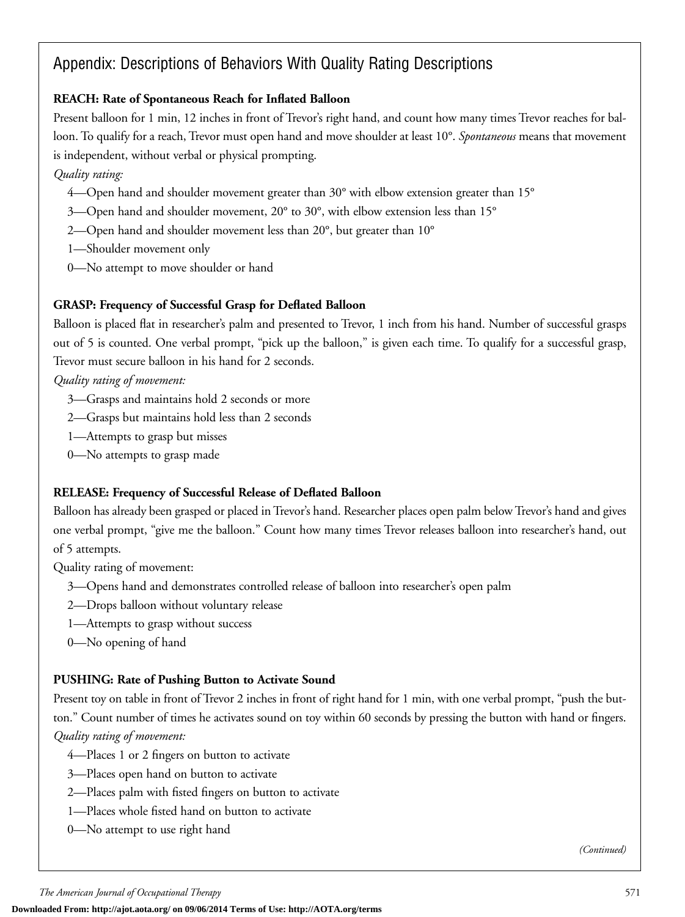## Appendix: Descriptions of Behaviors With Quality Rating Descriptions

**REACH: Rate of Spontaneous Reach for Inflated Balloon**

Present balloon for 1 min, 12 inches in front of Trevor's right hand, and count how many times Trevor reaches for balloon. To qualify for a reach, Trevor must open hand and move shoulder at least 10°. *Spontaneous* means that movement is independent, without verbal or physical prompting.

*Quality rating:*

4—Open hand and shoulder movement greater than 30° with elbow extension greater than 15°

3—Open hand and shoulder movement, 20° to 30°, with elbow extension less than 15°

2—Open hand and shoulder movement less than 20°, but greater than 10°

1—Shoulder movement only

0—No attempt to move shoulder or hand

**GRASP: Frequency of Successful Grasp for Deflated Balloon**

Balloon is placed flat in researcher's palm and presented to Trevor, 1 inch from his hand. Number of successful grasps out of 5 is counted. One verbal prompt, "pick up the balloon," is given each time. To qualify for a successful grasp, Trevor must secure balloon in his hand for 2 seconds.

*Quality rating of movement:*

3—Grasps and maintains hold 2 seconds or more

2—Grasps but maintains hold less than 2 seconds

1—Attempts to grasp but misses

0—No attempts to grasp made

**RELEASE: Frequency of Successful Release of Deflated Balloon**

Balloon has already been grasped or placed in Trevor's hand. Researcher places open palm below Trevor's hand and gives one verbal prompt, "give me the balloon." Count how many times Trevor releases balloon into researcher's hand, out of 5 attempts.

Quality rating of movement:

3—Opens hand and demonstrates controlled release of balloon into researcher's open palm

2—Drops balloon without voluntary release

1—Attempts to grasp without success

0—No opening of hand

**PUSHING: Rate of Pushing Button to Activate Sound**

Present toy on table in front of Trevor 2 inches in front of right hand for 1 min, with one verbal prompt, "push the button." Count number of times he activates sound on toy within 60 seconds by pressing the button with hand or fingers.

*Quality rating of movement:*

4—Places 1 or 2 fingers on button to activate

3—Places open hand on button to activate

2—Places palm with fisted fingers on button to activate

1—Places whole fisted hand on button to activate

0—No attempt to use right hand

*(Continued)*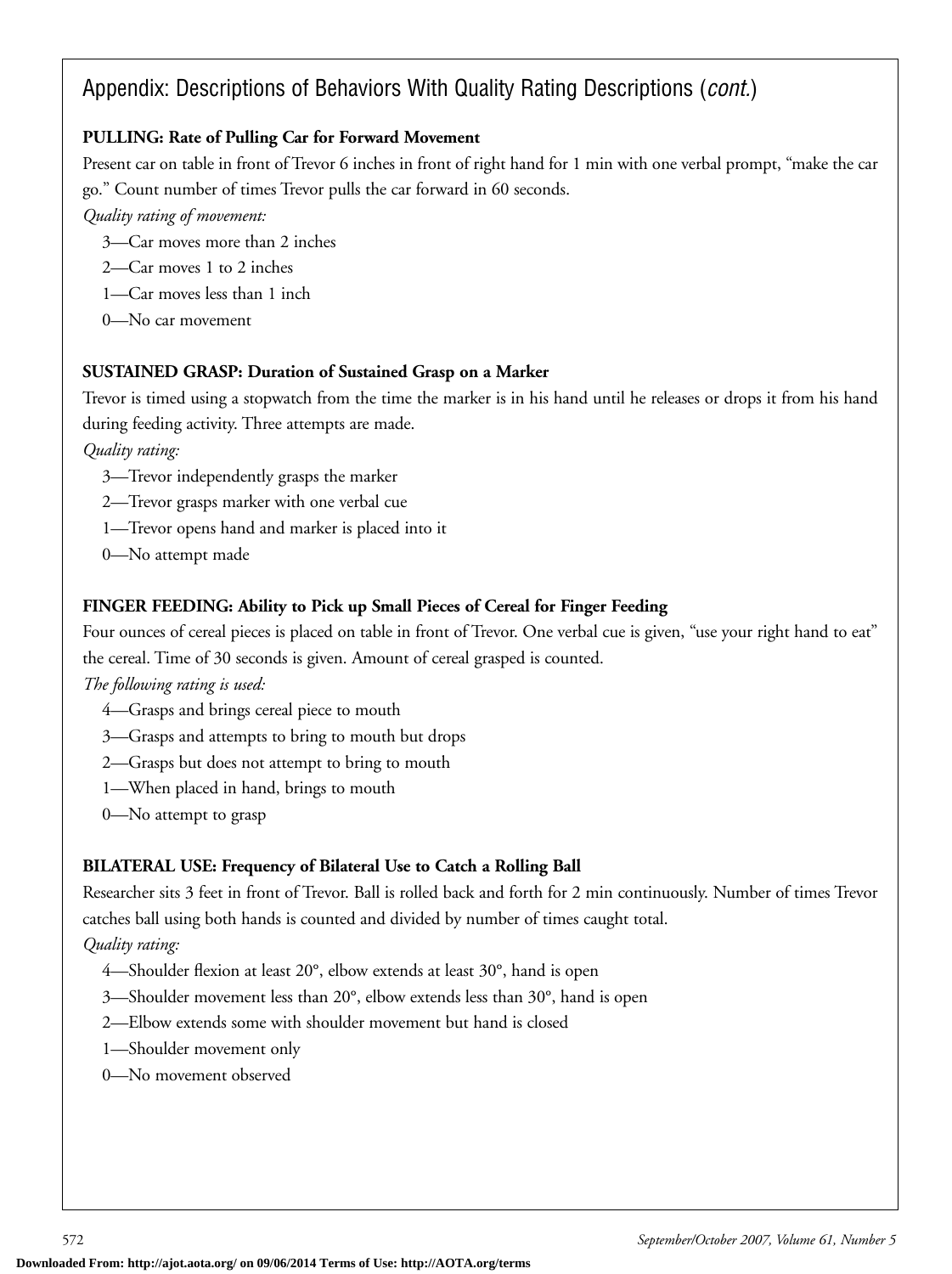## Appendix: Descriptions of Behaviors With Quality Rating Descriptions (*cont.*)

**PULLING: Rate of Pulling Car for Forward Movement**

Present car on table in front of Trevor 6 inches in front of right hand for 1 min with one verbal prompt, "make the car go." Count number of times Trevor pulls the car forward in 60 seconds.

*Quality rating of movement:*

3—Car moves more than 2 inches
2—Car moves 1 to 2 inches
1—Car moves less than 1 inch
0—No car movement

**SUSTAINED GRASP: Duration of Sustained Grasp on a Marker**

Trevor is timed using a stopwatch from the time the marker is in his hand until he releases or drops it from his hand during feeding activity. Three attempts are made.

*Quality rating:*

3—Trevor independently grasps the marker
2—Trevor grasps marker with one verbal cue
1—Trevor opens hand and marker is placed into it
0—No attempt made

**FINGER FEEDING: Ability to Pick up Small Pieces of Cereal for Finger Feeding**

Four ounces of cereal pieces is placed on table in front of Trevor. One verbal cue is given, "use your right hand to eat" the cereal. Time of 30 seconds is given. Amount of cereal grasped is counted.

*The following rating is used:*

4—Grasps and brings cereal piece to mouth
3—Grasps and attempts to bring to mouth but drops
2—Grasps but does not attempt to bring to mouth
1—When placed in hand, brings to mouth
0—No attempt to grasp

**BILATERAL USE: Frequency of Bilateral Use to Catch a Rolling Ball**

Researcher sits 3 feet in front of Trevor. Ball is rolled back and forth for 2 min continuously. Number of times Trevor catches ball using both hands is counted and divided by number of times caught total.

*Quality rating:*

4—Shoulder flexion at least 20°, elbow extends at least 30°, hand is open
3—Shoulder movement less than 20°, elbow extends less than 30°, hand is open
2—Elbow extends some with shoulder movement but hand is closed
1—Shoulder movement only
0—No movement observed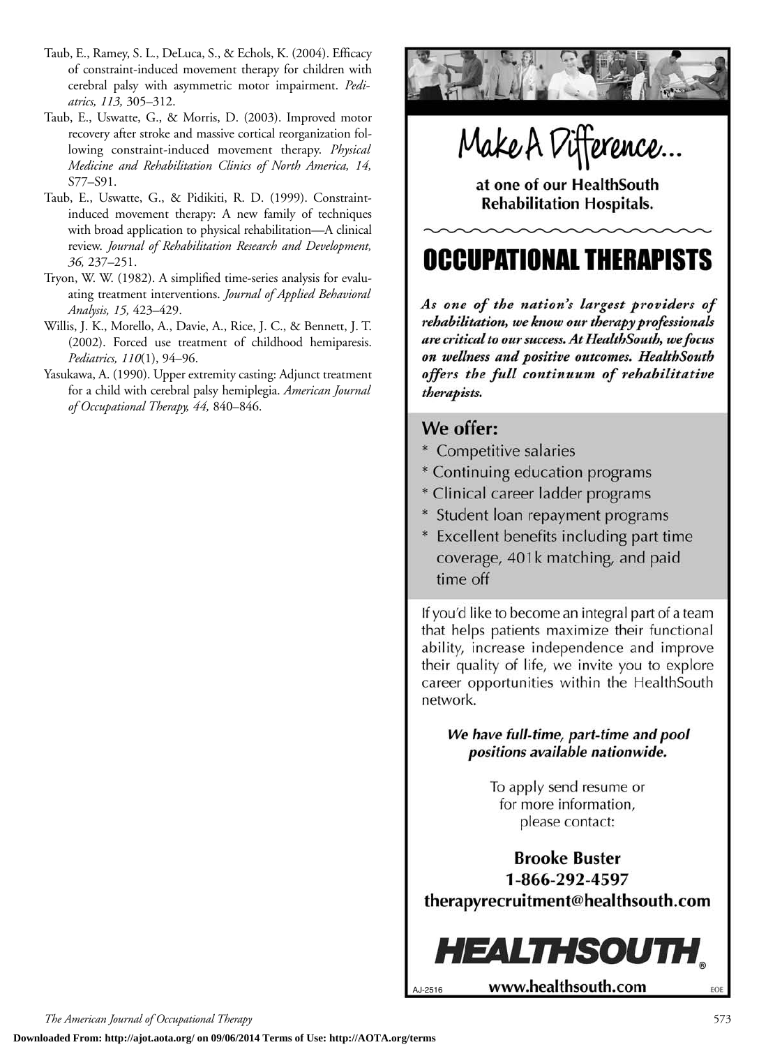Taub, E., Ramey, S. L., DeLuca, S., & Echols, K. (2004). Efficacy of constraint-induced movement therapy for children with cerebral palsy with asymmetric motor impairment. *Pediatrics, 113,* 305–312.

Taub, E., Uswatte, G., & Morris, D. (2003). Improved motor recovery after stroke and massive cortical reorganization following constraint-induced movement therapy. *Physical Medicine and Rehabilitation Clinics of North America, 14,* S77–S91.

Taub, E., Uswatte, G., & Pidikiti, R. D. (1999). Constraint-induced movement therapy: A new family of techniques with broad application to physical rehabilitation—A clinical review. *Journal of Rehabilitation Research and Development, 36,* 237–251.

Tryon, W. W. (1982). A simplified time-series analysis for evaluating treatment interventions. *Journal of Applied Behavioral Analysis, 15,* 423–429.

Willis, J. K., Morello, A., Davie, A., Rice, J. C., & Bennett, J. T. (2002). Forced use treatment of childhood hemiparesis. *Pediatrics, 110*(1), 94–96.

Yasukawa, A. (1990). Upper extremity casting: Adjunct treatment for a child with cerebral palsy hemiplegia. *American Journal of Occupational Therapy, 44,* 840–846.

Make A Difference...

**at one of our HealthSouth Rehabilitation Hospitals.**

# OCCUPATIONAL THERAPISTS

***As one of the nation's largest providers of rehabilitation, we know our therapy professionals are critical to our success. At HealthSouth, we focus on wellness and positive outcomes. HealthSouth offers the full continuum of rehabilitative therapists.***

## We offer:

* Competitive salaries
* Continuing education programs
* Clinical career ladder programs
* Student loan repayment programs
* Excellent benefits including part time coverage, 401k matching, and paid time off

If you'd like to become an integral part of a team that helps patients maximize their functional ability, increase independence and improve their quality of life, we invite you to explore career opportunities within the HealthSouth network.

***We have full-time, part-time and pool positions available nationwide.***

To apply send resume or for more information, please contact:

**Brooke Buster**
**1-866-292-4597**
**therapyrecruitment@healthsouth.com**

**HEALTHSOUTH®**

AJ-2516 **www.healthsouth.com** EOE